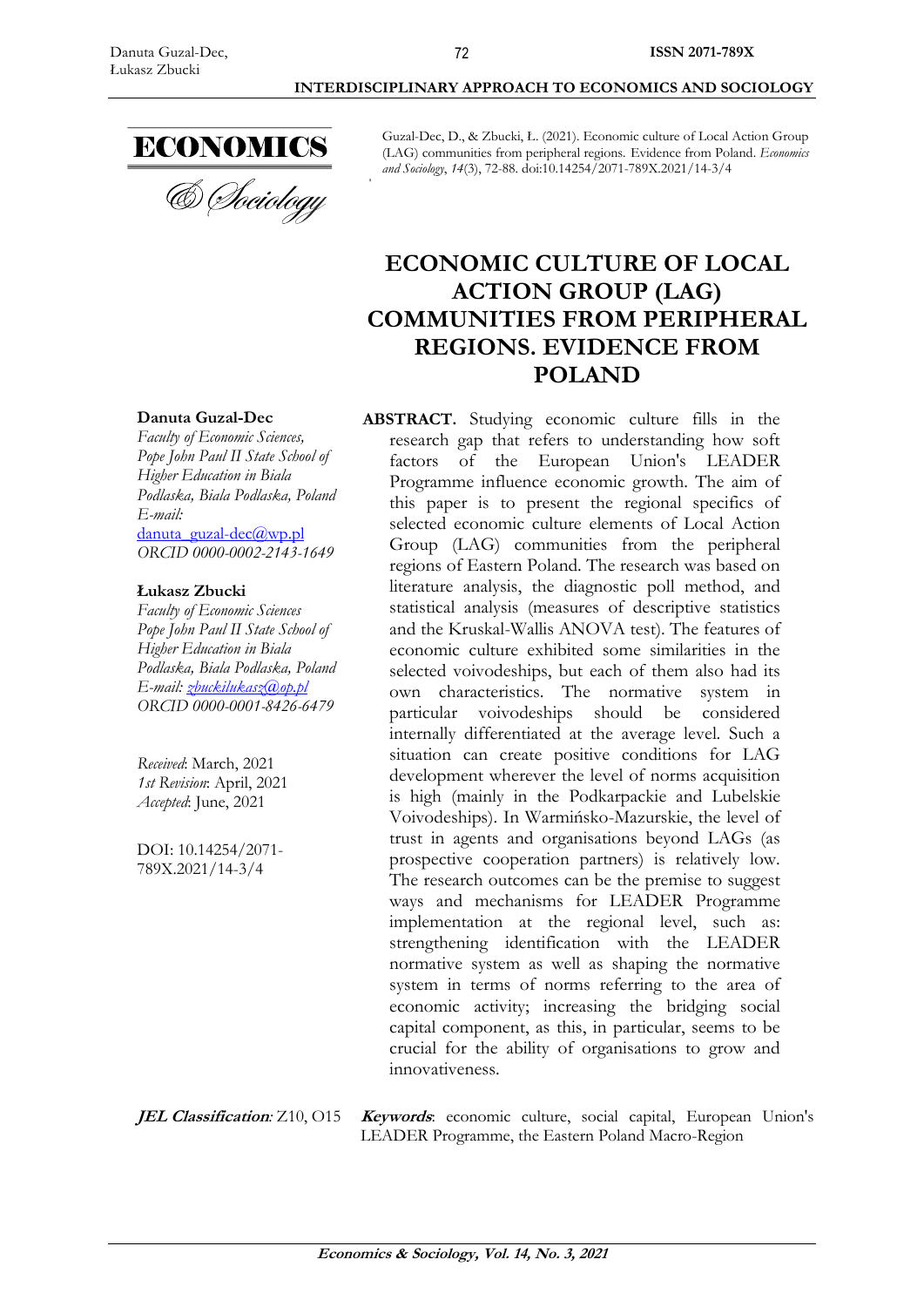Guzal-Dec, D., & Zbucki, Ł. (2021). Economic culture of Local Action Group (LAG) communities from peripheral regions. Evidence from Poland. *Economics and Sociology*, *14*(3), 72-88. doi:10.14254/2071-789X.2021/14-3/4

# ECONOMIC CULTURE OF LOCAL ACTION GROUP (LAG) COMMUNITIES FROM PERIPHERAL REGIONS. EVIDENCE FROM POLAND

**Danuta Guzal-Dec**
*Faculty of Economic Sciences, Pope John Paul II State School of Higher Education in Biala Podlaska, Biala Podlaska, Poland*
*E-mail:* danuta_guzal-dec@wp.pl
*ORCID 0000-0002-2143-1649*

**Łukasz Zbucki**
*Faculty of Economic Sciences Pope John Paul II State School of Higher Education in Biala Podlaska, Biala Podlaska, Poland*
*E-mail: zbuckilukasz@op.pl*
*ORCID 0000-0001-8426-6479*

*Received*: March, 2021
*1st Revision*: April, 2021
*Accepted*: June, 2021

DOI: 10.14254/2071-789X.2021/14-3/4

**ABSTRACT.** Studying economic culture fills in the research gap that refers to understanding how soft factors of the European Union's LEADER Programme influence economic growth. The aim of this paper is to present the regional specifics of selected economic culture elements of Local Action Group (LAG) communities from the peripheral regions of Eastern Poland. The research was based on literature analysis, the diagnostic poll method, and statistical analysis (measures of descriptive statistics and the Kruskal-Wallis ANOVA test). The features of economic culture exhibited some similarities in the selected voivodeships, but each of them also had its own characteristics. The normative system in particular voivodeships should be considered internally differentiated at the average level. Such a situation can create positive conditions for LAG development wherever the level of norms acquisition is high (mainly in the Podkarpackie and Lubelskie Voivodeships). In Warmińsko-Mazurskie, the level of trust in agents and organisations beyond LAGs (as prospective cooperation partners) is relatively low. The research outcomes can be the premise to suggest ways and mechanisms for LEADER Programme implementation at the regional level, such as: strengthening identification with the LEADER normative system as well as shaping the normative system in terms of norms referring to the area of economic activity; increasing the bridging social capital component, as this, in particular, seems to be crucial for the ability of organisations to grow and innovativeness.

***JEL Classification*:** Z10, O15

***Keywords***: economic culture, social capital, European Union's LEADER Programme, the Eastern Poland Macro-Region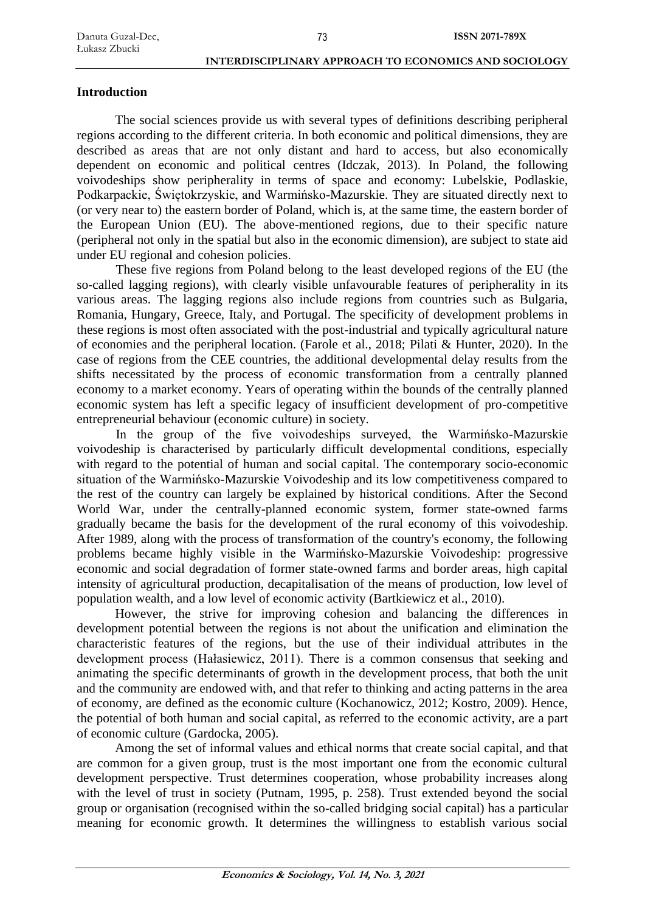## Introduction

The social sciences provide us with several types of definitions describing peripheral regions according to the different criteria. In both economic and political dimensions, they are described as areas that are not only distant and hard to access, but also economically dependent on economic and political centres (Idczak, 2013). In Poland, the following voivodeships show peripherality in terms of space and economy: Lubelskie, Podlaskie, Podkarpackie, Świętokrzyskie, and Warmińsko-Mazurskie. They are situated directly next to (or very near to) the eastern border of Poland, which is, at the same time, the eastern border of the European Union (EU). The above-mentioned regions, due to their specific nature (peripheral not only in the spatial but also in the economic dimension), are subject to state aid under EU regional and cohesion policies.

These five regions from Poland belong to the least developed regions of the EU (the so-called lagging regions), with clearly visible unfavourable features of peripherality in its various areas. The lagging regions also include regions from countries such as Bulgaria, Romania, Hungary, Greece, Italy, and Portugal. The specificity of development problems in these regions is most often associated with the post-industrial and typically agricultural nature of economies and the peripheral location. (Farole et al., 2018; Pilati & Hunter, 2020). In the case of regions from the CEE countries, the additional developmental delay results from the shifts necessitated by the process of economic transformation from a centrally planned economy to a market economy. Years of operating within the bounds of the centrally planned economic system has left a specific legacy of insufficient development of pro-competitive entrepreneurial behaviour (economic culture) in society.

In the group of the five voivodeships surveyed, the Warmińsko-Mazurskie voivodeship is characterised by particularly difficult developmental conditions, especially with regard to the potential of human and social capital. The contemporary socio-economic situation of the Warmińsko-Mazurskie Voivodeship and its low competitiveness compared to the rest of the country can largely be explained by historical conditions. After the Second World War, under the centrally-planned economic system, former state-owned farms gradually became the basis for the development of the rural economy of this voivodeship. After 1989, along with the process of transformation of the country's economy, the following problems became highly visible in the Warmińsko-Mazurskie Voivodeship: progressive economic and social degradation of former state-owned farms and border areas, high capital intensity of agricultural production, decapitalisation of the means of production, low level of population wealth, and a low level of economic activity (Bartkiewicz et al., 2010).

However, the strive for improving cohesion and balancing the differences in development potential between the regions is not about the unification and elimination the characteristic features of the regions, but the use of their individual attributes in the development process (Hałasiewicz, 2011). There is a common consensus that seeking and animating the specific determinants of growth in the development process, that both the unit and the community are endowed with, and that refer to thinking and acting patterns in the area of economy, are defined as the economic culture (Kochanowicz, 2012; Kostro, 2009). Hence, the potential of both human and social capital, as referred to the economic activity, are a part of economic culture (Gardocka, 2005).

Among the set of informal values and ethical norms that create social capital, and that are common for a given group, trust is the most important one from the economic cultural development perspective. Trust determines cooperation, whose probability increases along with the level of trust in society (Putnam, 1995, p. 258). Trust extended beyond the social group or organisation (recognised within the so-called bridging social capital) has a particular meaning for economic growth. It determines the willingness to establish various social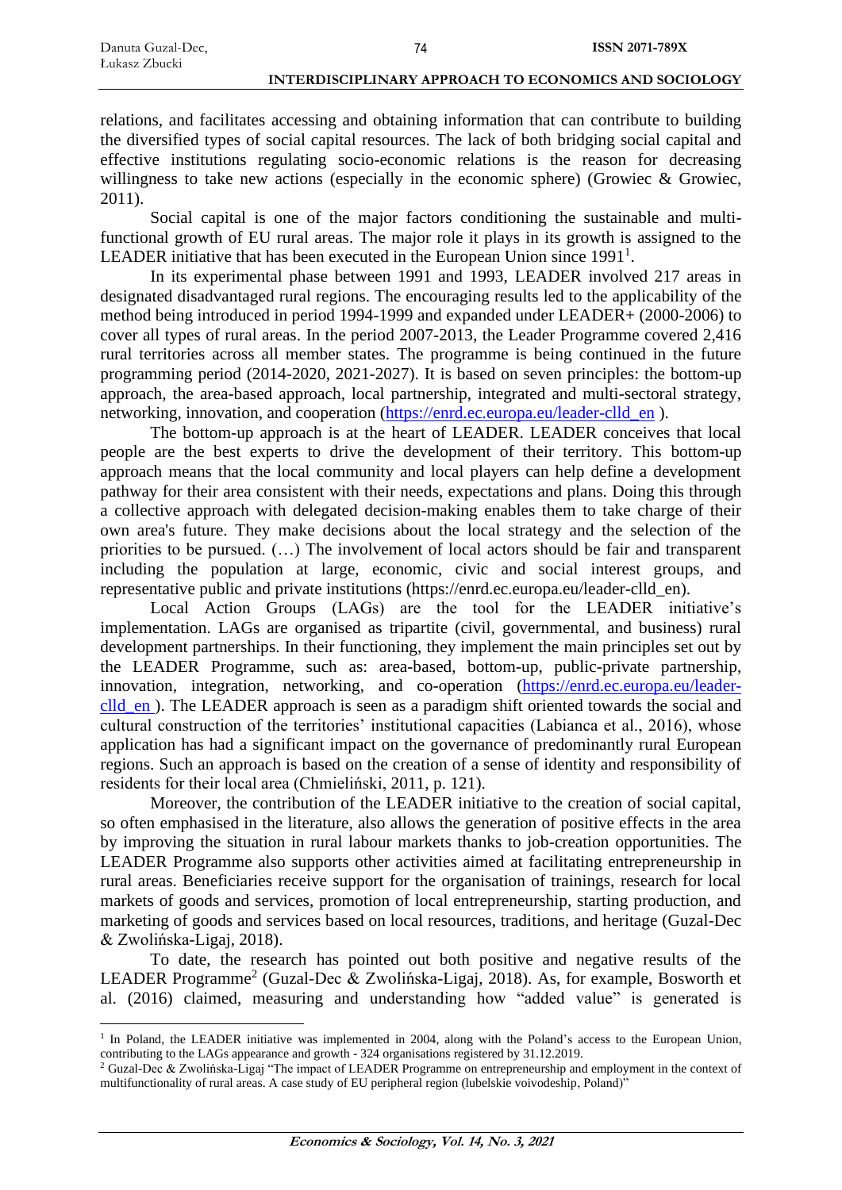relations, and facilitates accessing and obtaining information that can contribute to building the diversified types of social capital resources. The lack of both bridging social capital and effective institutions regulating socio-economic relations is the reason for decreasing willingness to take new actions (especially in the economic sphere) (Growiec & Growiec, 2011).

Social capital is one of the major factors conditioning the sustainable and multi-functional growth of EU rural areas. The major role it plays in its growth is assigned to the LEADER initiative that has been executed in the European Union since 1991[1].

In its experimental phase between 1991 and 1993, LEADER involved 217 areas in designated disadvantaged rural regions. The encouraging results led to the applicability of the method being introduced in period 1994-1999 and expanded under LEADER+ (2000-2006) to cover all types of rural areas. In the period 2007-2013, the Leader Programme covered 2,416 rural territories across all member states. The programme is being continued in the future programming period (2014-2020, 2021-2027). It is based on seven principles: the bottom-up approach, the area-based approach, local partnership, integrated and multi-sectoral strategy, networking, innovation, and cooperation (https://enrd.ec.europa.eu/leader-clld_en ).

The bottom-up approach is at the heart of LEADER. LEADER conceives that local people are the best experts to drive the development of their territory. This bottom-up approach means that the local community and local players can help define a development pathway for their area consistent with their needs, expectations and plans. Doing this through a collective approach with delegated decision-making enables them to take charge of their own area's future. They make decisions about the local strategy and the selection of the priorities to be pursued. (…) The involvement of local actors should be fair and transparent including the population at large, economic, civic and social interest groups, and representative public and private institutions (https://enrd.ec.europa.eu/leader-clld_en).

Local Action Groups (LAGs) are the tool for the LEADER initiative's implementation. LAGs are organised as tripartite (civil, governmental, and business) rural development partnerships. In their functioning, they implement the main principles set out by the LEADER Programme, such as: area-based, bottom-up, public-private partnership, innovation, integration, networking, and co-operation (https://enrd.ec.europa.eu/leader-clld_en ). The LEADER approach is seen as a paradigm shift oriented towards the social and cultural construction of the territories' institutional capacities (Labianca et al., 2016), whose application has had a significant impact on the governance of predominantly rural European regions. Such an approach is based on the creation of a sense of identity and responsibility of residents for their local area (Chmieliński, 2011, p. 121).

Moreover, the contribution of the LEADER initiative to the creation of social capital, so often emphasised in the literature, also allows the generation of positive effects in the area by improving the situation in rural labour markets thanks to job-creation opportunities. The LEADER Programme also supports other activities aimed at facilitating entrepreneurship in rural areas. Beneficiaries receive support for the organisation of trainings, research for local markets of goods and services, promotion of local entrepreneurship, starting production, and marketing of goods and services based on local resources, traditions, and heritage (Guzal-Dec & Zwolińska-Ligaj, 2018).

To date, the research has pointed out both positive and negative results of the LEADER Programme[2] (Guzal-Dec & Zwolińska-Ligaj, 2018). As, for example, Bosworth et al. (2016) claimed, measuring and understanding how "added value" is generated is

---

[1] In Poland, the LEADER initiative was implemented in 2004, along with the Poland's access to the European Union, contributing to the LAGs appearance and growth - 324 organisations registered by 31.12.2019.

[2] Guzal-Dec & Zwolińska-Ligaj "The impact of LEADER Programme on entrepreneurship and employment in the context of multifunctionality of rural areas. A case study of EU peripheral region (lubelskie voivodeship, Poland)"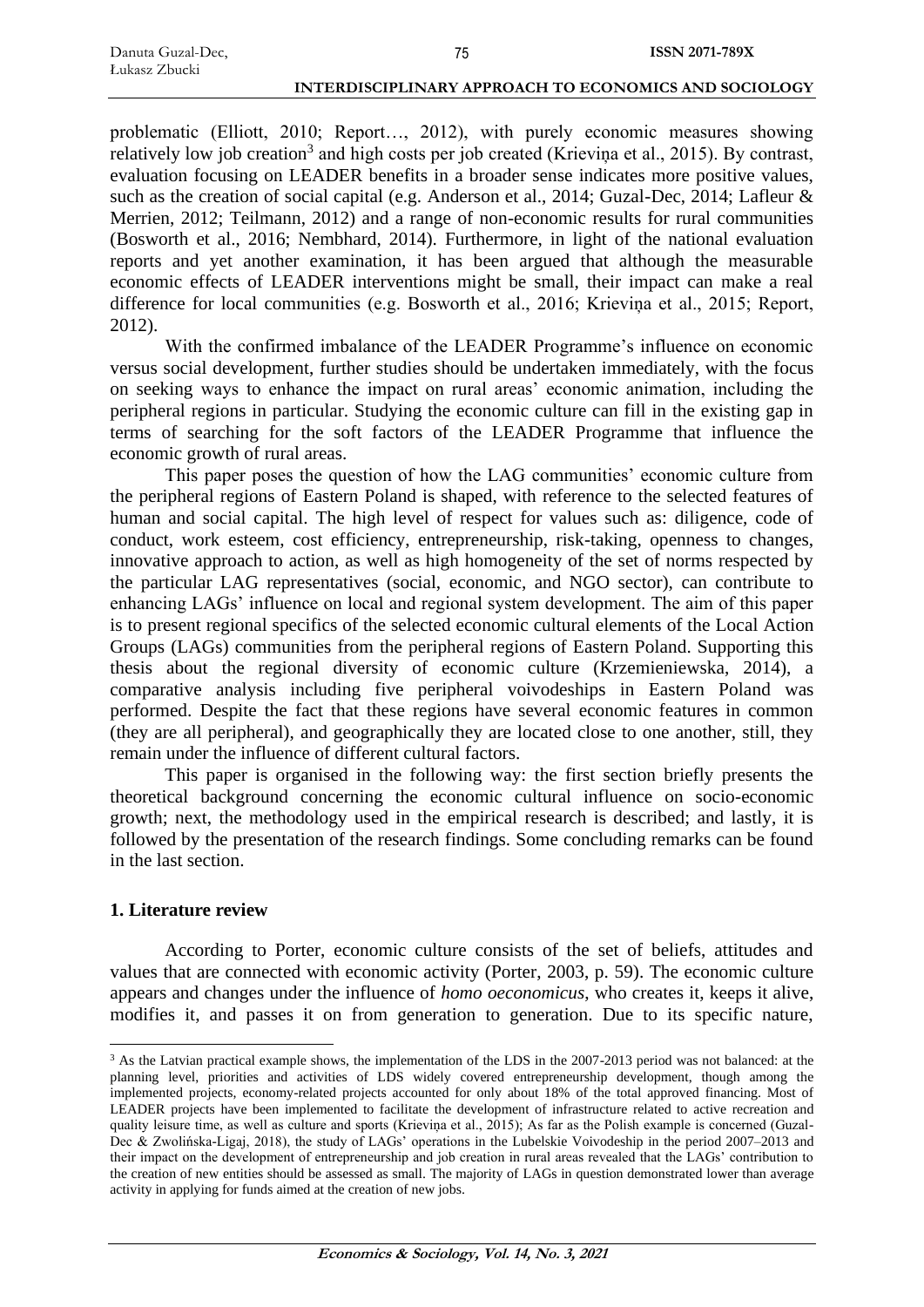problematic (Elliott, 2010; Report…, 2012), with purely economic measures showing relatively low job creation[3] and high costs per job created (Krieviņa et al., 2015). By contrast, evaluation focusing on LEADER benefits in a broader sense indicates more positive values, such as the creation of social capital (e.g. Anderson et al., 2014; Guzal-Dec, 2014; Lafleur & Merrien, 2012; Teilmann, 2012) and a range of non-economic results for rural communities (Bosworth et al., 2016; Nembhard, 2014). Furthermore, in light of the national evaluation reports and yet another examination, it has been argued that although the measurable economic effects of LEADER interventions might be small, their impact can make a real difference for local communities (e.g. Bosworth et al., 2016; Krieviņa et al., 2015; Report, 2012).

With the confirmed imbalance of the LEADER Programme's influence on economic versus social development, further studies should be undertaken immediately, with the focus on seeking ways to enhance the impact on rural areas' economic animation, including the peripheral regions in particular. Studying the economic culture can fill in the existing gap in terms of searching for the soft factors of the LEADER Programme that influence the economic growth of rural areas.

This paper poses the question of how the LAG communities' economic culture from the peripheral regions of Eastern Poland is shaped, with reference to the selected features of human and social capital. The high level of respect for values such as: diligence, code of conduct, work esteem, cost efficiency, entrepreneurship, risk-taking, openness to changes, innovative approach to action, as well as high homogeneity of the set of norms respected by the particular LAG representatives (social, economic, and NGO sector), can contribute to enhancing LAGs' influence on local and regional system development. The aim of this paper is to present regional specifics of the selected economic cultural elements of the Local Action Groups (LAGs) communities from the peripheral regions of Eastern Poland. Supporting this thesis about the regional diversity of economic culture (Krzemieniewska, 2014), a comparative analysis including five peripheral voivodeships in Eastern Poland was performed. Despite the fact that these regions have several economic features in common (they are all peripheral), and geographically they are located close to one another, still, they remain under the influence of different cultural factors.

This paper is organised in the following way: the first section briefly presents the theoretical background concerning the economic cultural influence on socio-economic growth; next, the methodology used in the empirical research is described; and lastly, it is followed by the presentation of the research findings. Some concluding remarks can be found in the last section.

## 1. Literature review

According to Porter, economic culture consists of the set of beliefs, attitudes and values that are connected with economic activity (Porter, 2003, p. 59). The economic culture appears and changes under the influence of *homo oeconomicus*, who creates it, keeps it alive, modifies it, and passes it on from generation to generation. Due to its specific nature,

[3] As the Latvian practical example shows, the implementation of the LDS in the 2007-2013 period was not balanced: at the planning level, priorities and activities of LDS widely covered entrepreneurship development, though among the implemented projects, economy-related projects accounted for only about 18% of the total approved financing. Most of LEADER projects have been implemented to facilitate the development of infrastructure related to active recreation and quality leisure time, as well as culture and sports (Krieviņa et al., 2015); As far as the Polish example is concerned (Guzal-Dec & Zwolińska-Ligaj, 2018), the study of LAGs' operations in the Lubelskie Voivodeship in the period 2007–2013 and their impact on the development of entrepreneurship and job creation in rural areas revealed that the LAGs' contribution to the creation of new entities should be assessed as small. The majority of LAGs in question demonstrated lower than average activity in applying for funds aimed at the creation of new jobs.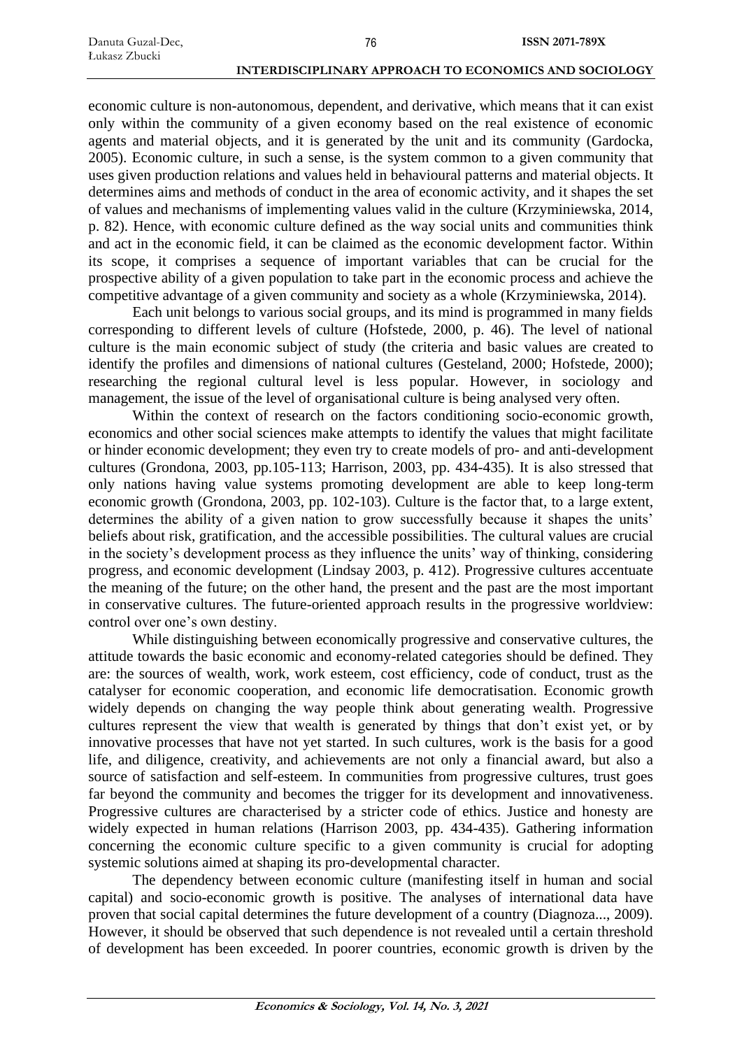economic culture is non-autonomous, dependent, and derivative, which means that it can exist only within the community of a given economy based on the real existence of economic agents and material objects, and it is generated by the unit and its community (Gardocka, 2005). Economic culture, in such a sense, is the system common to a given community that uses given production relations and values held in behavioural patterns and material objects. It determines aims and methods of conduct in the area of economic activity, and it shapes the set of values and mechanisms of implementing values valid in the culture (Krzyminiewska, 2014, p. 82). Hence, with economic culture defined as the way social units and communities think and act in the economic field, it can be claimed as the economic development factor. Within its scope, it comprises a sequence of important variables that can be crucial for the prospective ability of a given population to take part in the economic process and achieve the competitive advantage of a given community and society as a whole (Krzyminiewska, 2014).

Each unit belongs to various social groups, and its mind is programmed in many fields corresponding to different levels of culture (Hofstede, 2000, p. 46). The level of national culture is the main economic subject of study (the criteria and basic values are created to identify the profiles and dimensions of national cultures (Gesteland, 2000; Hofstede, 2000); researching the regional cultural level is less popular. However, in sociology and management, the issue of the level of organisational culture is being analysed very often.

Within the context of research on the factors conditioning socio-economic growth, economics and other social sciences make attempts to identify the values that might facilitate or hinder economic development; they even try to create models of pro- and anti-development cultures (Grondona, 2003, pp.105-113; Harrison, 2003, pp. 434-435). It is also stressed that only nations having value systems promoting development are able to keep long-term economic growth (Grondona, 2003, pp. 102-103). Culture is the factor that, to a large extent, determines the ability of a given nation to grow successfully because it shapes the units' beliefs about risk, gratification, and the accessible possibilities. The cultural values are crucial in the society's development process as they influence the units' way of thinking, considering progress, and economic development (Lindsay 2003, p. 412). Progressive cultures accentuate the meaning of the future; on the other hand, the present and the past are the most important in conservative cultures. The future-oriented approach results in the progressive worldview: control over one's own destiny.

While distinguishing between economically progressive and conservative cultures, the attitude towards the basic economic and economy-related categories should be defined. They are: the sources of wealth, work, work esteem, cost efficiency, code of conduct, trust as the catalyser for economic cooperation, and economic life democratisation. Economic growth widely depends on changing the way people think about generating wealth. Progressive cultures represent the view that wealth is generated by things that don't exist yet, or by innovative processes that have not yet started. In such cultures, work is the basis for a good life, and diligence, creativity, and achievements are not only a financial award, but also a source of satisfaction and self-esteem. In communities from progressive cultures, trust goes far beyond the community and becomes the trigger for its development and innovativeness. Progressive cultures are characterised by a stricter code of ethics. Justice and honesty are widely expected in human relations (Harrison 2003, pp. 434-435). Gathering information concerning the economic culture specific to a given community is crucial for adopting systemic solutions aimed at shaping its pro-developmental character.

The dependency between economic culture (manifesting itself in human and social capital) and socio-economic growth is positive. The analyses of international data have proven that social capital determines the future development of a country (Diagnoza..., 2009). However, it should be observed that such dependence is not revealed until a certain threshold of development has been exceeded. In poorer countries, economic growth is driven by the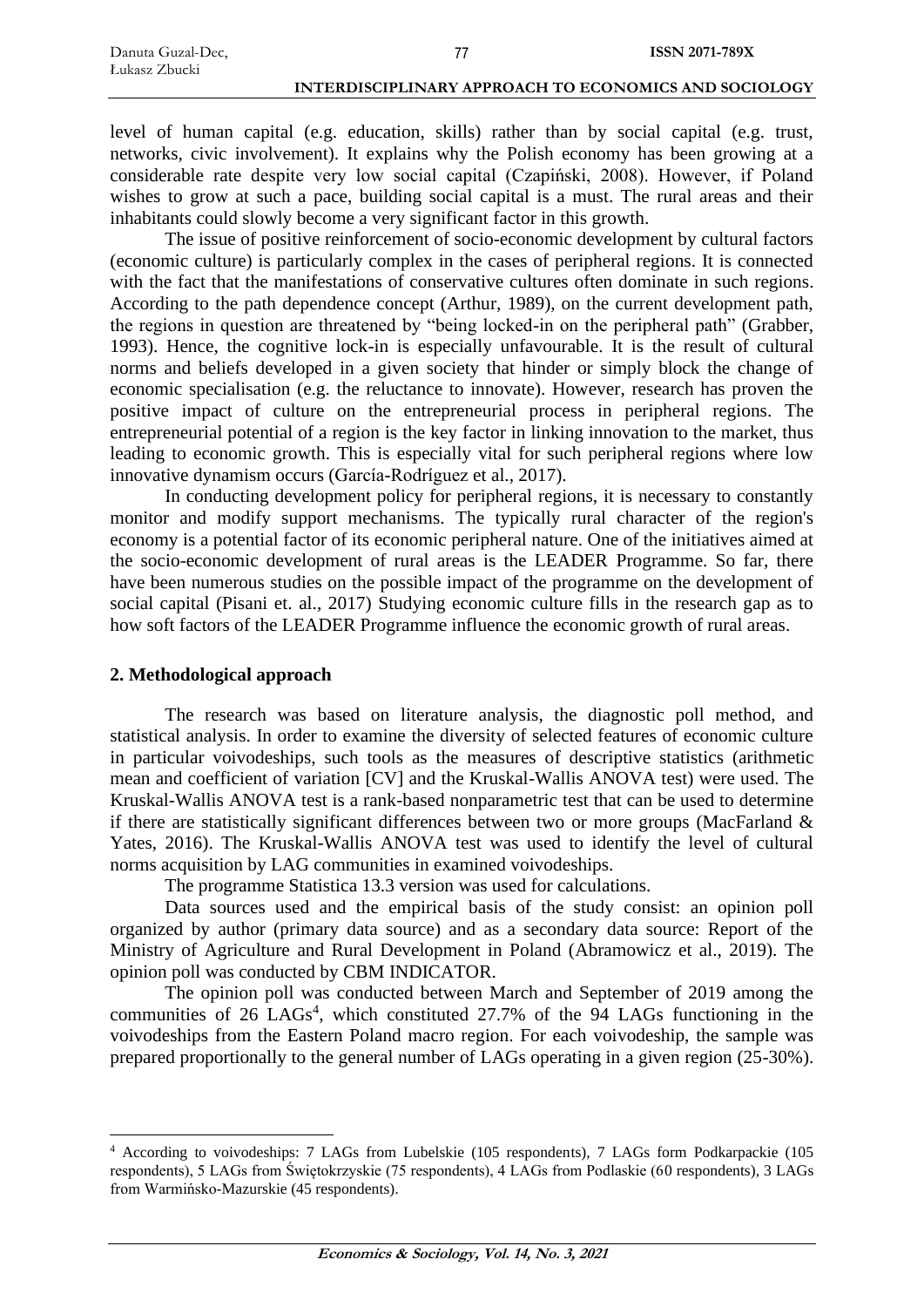level of human capital (e.g. education, skills) rather than by social capital (e.g. trust, networks, civic involvement). It explains why the Polish economy has been growing at a considerable rate despite very low social capital (Czapiński, 2008). However, if Poland wishes to grow at such a pace, building social capital is a must. The rural areas and their inhabitants could slowly become a very significant factor in this growth.

The issue of positive reinforcement of socio-economic development by cultural factors (economic culture) is particularly complex in the cases of peripheral regions. It is connected with the fact that the manifestations of conservative cultures often dominate in such regions. According to the path dependence concept (Arthur, 1989), on the current development path, the regions in question are threatened by "being locked-in on the peripheral path" (Grabber, 1993). Hence, the cognitive lock-in is especially unfavourable. It is the result of cultural norms and beliefs developed in a given society that hinder or simply block the change of economic specialisation (e.g. the reluctance to innovate). However, research has proven the positive impact of culture on the entrepreneurial process in peripheral regions. The entrepreneurial potential of a region is the key factor in linking innovation to the market, thus leading to economic growth. This is especially vital for such peripheral regions where low innovative dynamism occurs (García-Rodríguez et al., 2017).

In conducting development policy for peripheral regions, it is necessary to constantly monitor and modify support mechanisms. The typically rural character of the region's economy is a potential factor of its economic peripheral nature. One of the initiatives aimed at the socio-economic development of rural areas is the LEADER Programme. So far, there have been numerous studies on the possible impact of the programme on the development of social capital (Pisani et. al., 2017) Studying economic culture fills in the research gap as to how soft factors of the LEADER Programme influence the economic growth of rural areas.

## 2. Methodological approach

The research was based on literature analysis, the diagnostic poll method, and statistical analysis. In order to examine the diversity of selected features of economic culture in particular voivodeships, such tools as the measures of descriptive statistics (arithmetic mean and coefficient of variation [CV] and the Kruskal-Wallis ANOVA test) were used. The Kruskal-Wallis ANOVA test is a rank-based nonparametric test that can be used to determine if there are statistically significant differences between two or more groups (MacFarland & Yates, 2016). The Kruskal-Wallis ANOVA test was used to identify the level of cultural norms acquisition by LAG communities in examined voivodeships.

The programme Statistica 13.3 version was used for calculations.

Data sources used and the empirical basis of the study consist: an opinion poll organized by author (primary data source) and as a secondary data source: Report of the Ministry of Agriculture and Rural Development in Poland (Abramowicz et al., 2019). The opinion poll was conducted by CBM INDICATOR.

The opinion poll was conducted between March and September of 2019 among the communities of 26 LAGs[4], which constituted 27.7% of the 94 LAGs functioning in the voivodeships from the Eastern Poland macro region. For each voivodeship, the sample was prepared proportionally to the general number of LAGs operating in a given region (25-30%).

---

[4] According to voivodeships: 7 LAGs from Lubelskie (105 respondents), 7 LAGs form Podkarpackie (105 respondents), 5 LAGs from Świętokrzyskie (75 respondents), 4 LAGs from Podlaskie (60 respondents), 3 LAGs from Warmińsko-Mazurskie (45 respondents).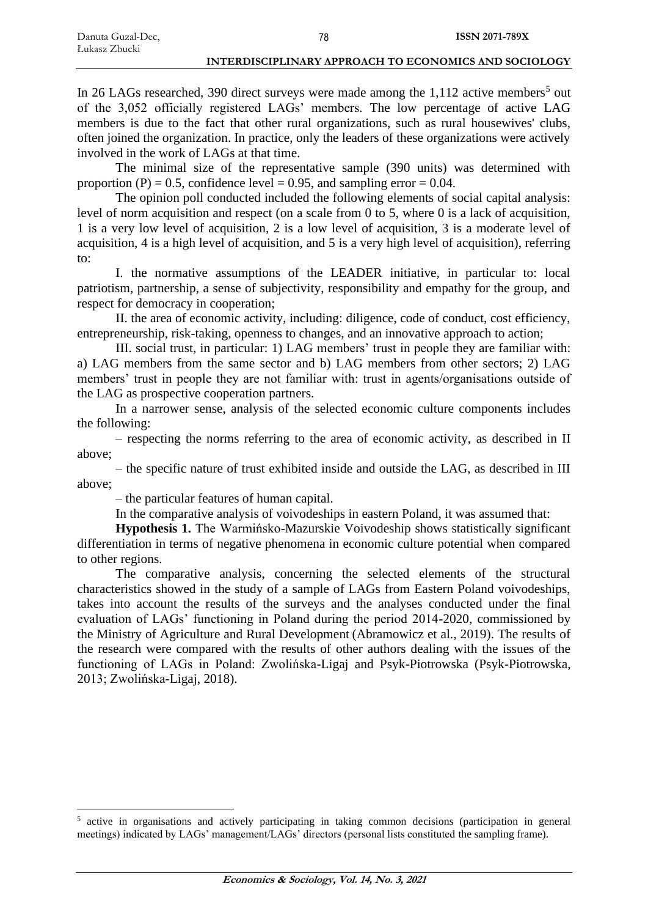In 26 LAGs researched, 390 direct surveys were made among the 1,112 active members[5] out of the 3,052 officially registered LAGs' members. The low percentage of active LAG members is due to the fact that other rural organizations, such as rural housewives' clubs, often joined the organization. In practice, only the leaders of these organizations were actively involved in the work of LAGs at that time.

The minimal size of the representative sample (390 units) was determined with proportion (P) = 0.5, confidence level = 0.95, and sampling error = 0.04.

The opinion poll conducted included the following elements of social capital analysis: level of norm acquisition and respect (on a scale from 0 to 5, where 0 is a lack of acquisition, 1 is a very low level of acquisition, 2 is a low level of acquisition, 3 is a moderate level of acquisition, 4 is a high level of acquisition, and 5 is a very high level of acquisition), referring to:

I. the normative assumptions of the LEADER initiative, in particular to: local patriotism, partnership, a sense of subjectivity, responsibility and empathy for the group, and respect for democracy in cooperation;

II. the area of economic activity, including: diligence, code of conduct, cost efficiency, entrepreneurship, risk-taking, openness to changes, and an innovative approach to action;

III. social trust, in particular: 1) LAG members' trust in people they are familiar with: a) LAG members from the same sector and b) LAG members from other sectors; 2) LAG members' trust in people they are not familiar with: trust in agents/organisations outside of the LAG as prospective cooperation partners.

In a narrower sense, analysis of the selected economic culture components includes the following:

– respecting the norms referring to the area of economic activity, as described in II above;

– the specific nature of trust exhibited inside and outside the LAG, as described in III above;

– the particular features of human capital.

In the comparative analysis of voivodeships in eastern Poland, it was assumed that:

**Hypothesis 1.** The Warmińsko-Mazurskie Voivodeship shows statistically significant differentiation in terms of negative phenomena in economic culture potential when compared to other regions.

The comparative analysis, concerning the selected elements of the structural characteristics showed in the study of a sample of LAGs from Eastern Poland voivodeships, takes into account the results of the surveys and the analyses conducted under the final evaluation of LAGs' functioning in Poland during the period 2014-2020, commissioned by the Ministry of Agriculture and Rural Development (Abramowicz et al., 2019). The results of the research were compared with the results of other authors dealing with the issues of the functioning of LAGs in Poland: Zwolińska-Ligaj and Psyk-Piotrowska (Psyk-Piotrowska, 2013; Zwolińska-Ligaj, 2018).

[5] active in organisations and actively participating in taking common decisions (participation in general meetings) indicated by LAGs' management/LAGs' directors (personal lists constituted the sampling frame).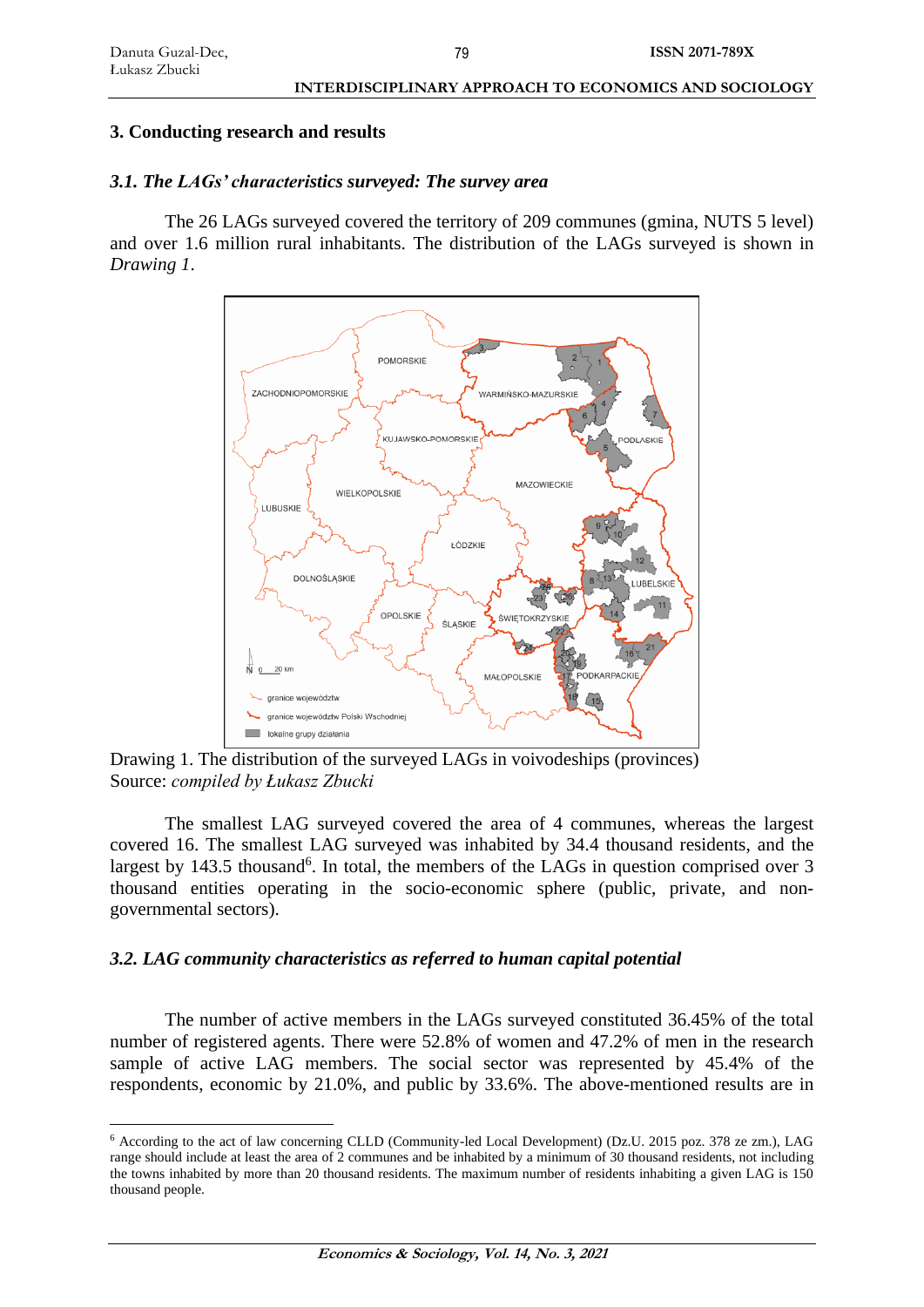## 3. Conducting research and results

### *3.1. The LAGs' characteristics surveyed: The survey area*

The 26 LAGs surveyed covered the territory of 209 communes (gmina, NUTS 5 level) and over 1.6 million rural inhabitants. The distribution of the LAGs surveyed is shown in *Drawing 1*.

Drawing 1. The distribution of the surveyed LAGs in voivodeships (provinces)
Source: *compiled by Łukasz Zbucki*

The smallest LAG surveyed covered the area of 4 communes, whereas the largest covered 16. The smallest LAG surveyed was inhabited by 34.4 thousand residents, and the largest by 143.5 thousand[6]. In total, the members of the LAGs in question comprised over 3 thousand entities operating in the socio-economic sphere (public, private, and non-governmental sectors).

### *3.2. LAG community characteristics as referred to human capital potential*

The number of active members in the LAGs surveyed constituted 36.45% of the total number of registered agents. There were 52.8% of women and 47.2% of men in the research sample of active LAG members. The social sector was represented by 45.4% of the respondents, economic by 21.0%, and public by 33.6%. The above-mentioned results are in

---

[6] According to the act of law concerning CLLD (Community-led Local Development) (Dz.U. 2015 poz. 378 ze zm.), LAG range should include at least the area of 2 communes and be inhabited by a minimum of 30 thousand residents, not including the towns inhabited by more than 20 thousand residents. The maximum number of residents inhabiting a given LAG is 150 thousand people.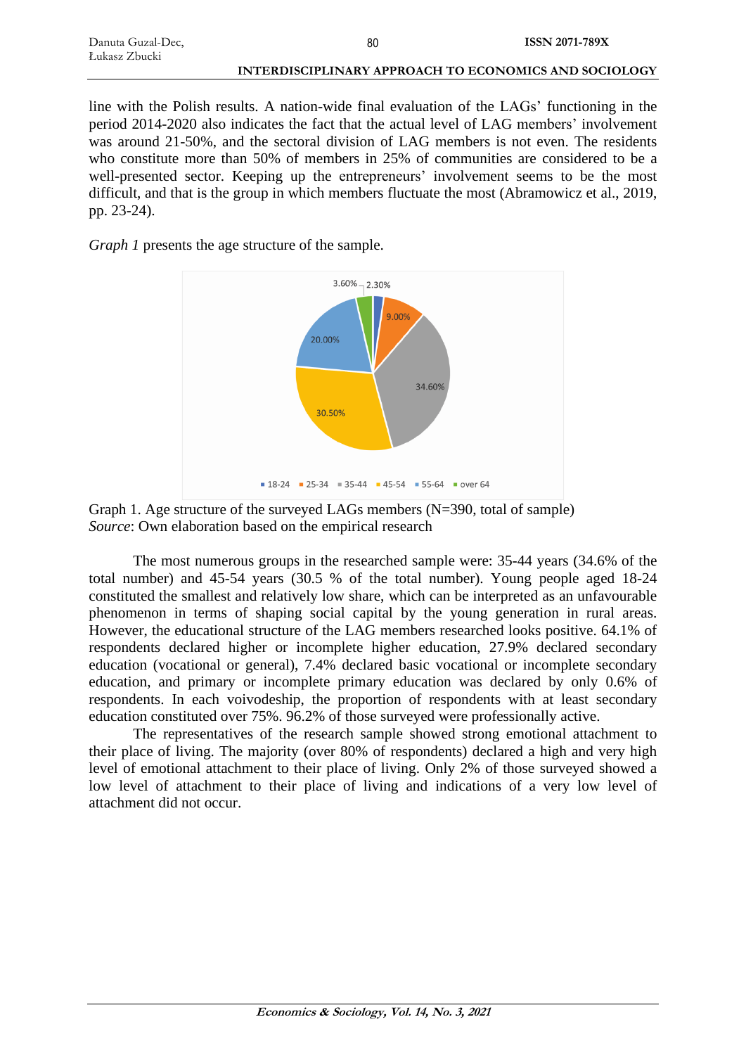line with the Polish results. A nation-wide final evaluation of the LAGs' functioning in the period 2014-2020 also indicates the fact that the actual level of LAG members' involvement was around 21-50%, and the sectoral division of LAG members is not even. The residents who constitute more than 50% of members in 25% of communities are considered to be a well-presented sector. Keeping up the entrepreneurs' involvement seems to be the most difficult, and that is the group in which members fluctuate the most (Abramowicz et al., 2019, pp. 23-24).

*Graph 1* presents the age structure of the sample.

Graph 1. Age structure of the surveyed LAGs members (N=390, total of sample)
*Source*: Own elaboration based on the empirical research

The most numerous groups in the researched sample were: 35-44 years (34.6% of the total number) and 45-54 years (30.5 % of the total number). Young people aged 18-24 constituted the smallest and relatively low share, which can be interpreted as an unfavourable phenomenon in terms of shaping social capital by the young generation in rural areas. However, the educational structure of the LAG members researched looks positive. 64.1% of respondents declared higher or incomplete higher education, 27.9% declared secondary education (vocational or general), 7.4% declared basic vocational or incomplete secondary education, and primary or incomplete primary education was declared by only 0.6% of respondents. In each voivodeship, the proportion of respondents with at least secondary education constituted over 75%. 96.2% of those surveyed were professionally active.

The representatives of the research sample showed strong emotional attachment to their place of living. The majority (over 80% of respondents) declared a high and very high level of emotional attachment to their place of living. Only 2% of those surveyed showed a low level of attachment to their place of living and indications of a very low level of attachment did not occur.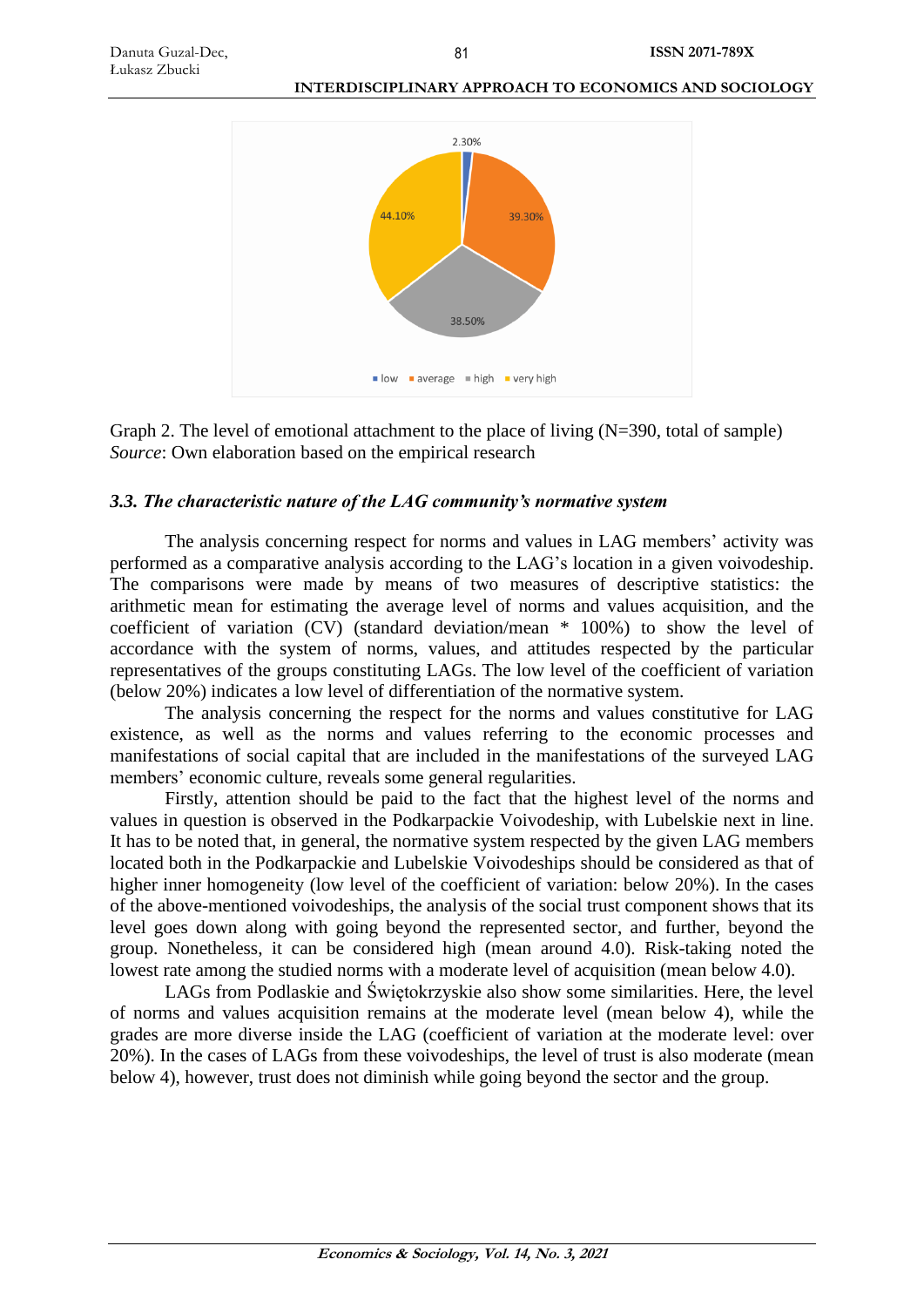Graph 2. The level of emotional attachment to the place of living (N=390, total of sample)
*Source*: Own elaboration based on the empirical research

### *3.3. The characteristic nature of the LAG community's normative system*

The analysis concerning respect for norms and values in LAG members' activity was performed as a comparative analysis according to the LAG's location in a given voivodeship. The comparisons were made by means of two measures of descriptive statistics: the arithmetic mean for estimating the average level of norms and values acquisition, and the coefficient of variation (CV) (standard deviation/mean * 100%) to show the level of accordance with the system of norms, values, and attitudes respected by the particular representatives of the groups constituting LAGs. The low level of the coefficient of variation (below 20%) indicates a low level of differentiation of the normative system.

The analysis concerning the respect for the norms and values constitutive for LAG existence, as well as the norms and values referring to the economic processes and manifestations of social capital that are included in the manifestations of the surveyed LAG members' economic culture, reveals some general regularities.

Firstly, attention should be paid to the fact that the highest level of the norms and values in question is observed in the Podkarpackie Voivodeship, with Lubelskie next in line. It has to be noted that, in general, the normative system respected by the given LAG members located both in the Podkarpackie and Lubelskie Voivodeships should be considered as that of higher inner homogeneity (low level of the coefficient of variation: below 20%). In the cases of the above-mentioned voivodeships, the analysis of the social trust component shows that its level goes down along with going beyond the represented sector, and further, beyond the group. Nonetheless, it can be considered high (mean around 4.0). Risk-taking noted the lowest rate among the studied norms with a moderate level of acquisition (mean below 4.0).

LAGs from Podlaskie and Świętokrzyskie also show some similarities. Here, the level of norms and values acquisition remains at the moderate level (mean below 4), while the grades are more diverse inside the LAG (coefficient of variation at the moderate level: over 20%). In the cases of LAGs from these voivodeships, the level of trust is also moderate (mean below 4), however, trust does not diminish while going beyond the sector and the group.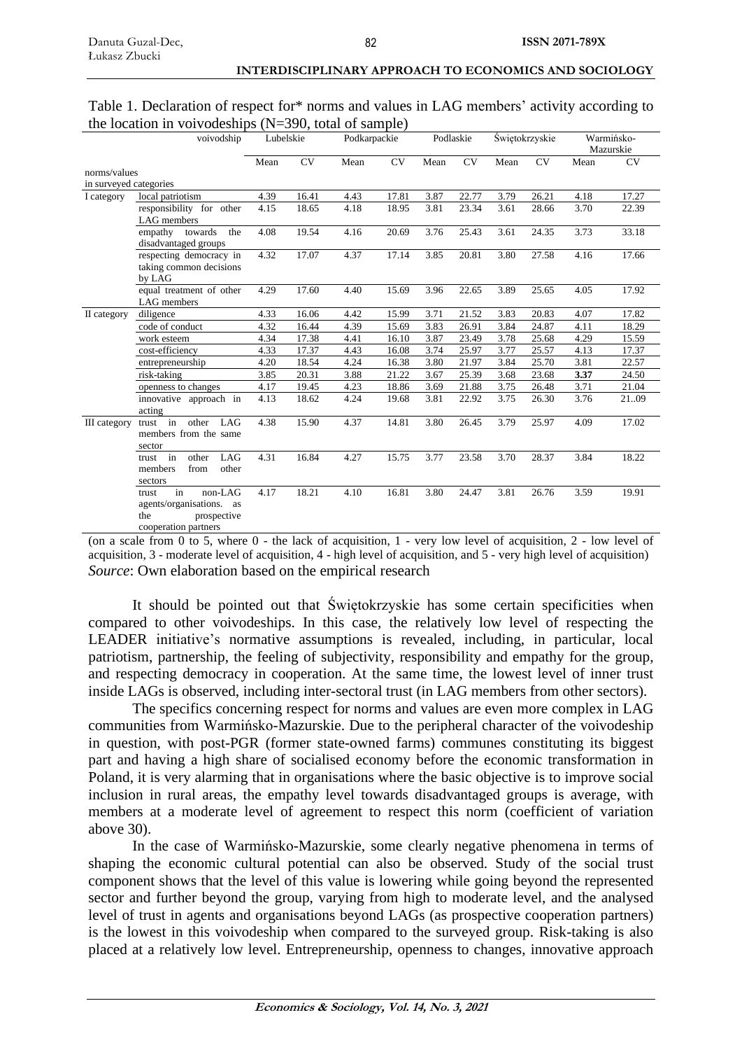Table 1. Declaration of respect for* norms and values in LAG members' activity according to the location in voivodeships (N=390, total of sample)

| | voivodship | Lubelskie | | Podkarpackie | | Podlaskie | | Świętokrzyskie | | Warmińsko-Mazurskie | |
|---|---|---|---|---|---|---|---|---|---|---|---|
| norms/values in surveyed categories | | Mean | CV | Mean | CV | Mean | CV | Mean | CV | Mean | CV |
| I category | local patriotism | 4.39 | 16.41 | 4.43 | 17.81 | 3.87 | 22.77 | 3.79 | 26.21 | 4.18 | 17.27 |
| | responsibility for other LAG members | 4.15 | 18.65 | 4.18 | 18.95 | 3.81 | 23.34 | 3.61 | 28.66 | 3.70 | 22.39 |
| | empathy towards the disadvantaged groups | 4.08 | 19.54 | 4.16 | 20.69 | 3.76 | 25.43 | 3.61 | 24.35 | 3.73 | 33.18 |
| | respecting democracy in taking common decisions by LAG | 4.32 | 17.07 | 4.37 | 17.14 | 3.85 | 20.81 | 3.80 | 27.58 | 4.16 | 17.66 |
| | equal treatment of other LAG members | 4.29 | 17.60 | 4.40 | 15.69 | 3.96 | 22.65 | 3.89 | 25.65 | 4.05 | 17.92 |
| II category | diligence | 4.33 | 16.06 | 4.42 | 15.99 | 3.71 | 21.52 | 3.83 | 20.83 | 4.07 | 17.82 |
| | code of conduct | 4.32 | 16.44 | 4.39 | 15.69 | 3.83 | 26.91 | 3.84 | 24.87 | 4.11 | 18.29 |
| | work esteem | 4.34 | 17.38 | 4.41 | 16.10 | 3.87 | 23.49 | 3.78 | 25.68 | 4.29 | 15.59 |
| | cost-efficiency | 4.33 | 17.37 | 4.43 | 16.08 | 3.74 | 25.97 | 3.77 | 25.57 | 4.13 | 17.37 |
| | entrepreneurship | 4.20 | 18.54 | 4.24 | 16.38 | 3.80 | 21.97 | 3.84 | 25.70 | 3.81 | 22.57 |
| | risk-taking | 3.85 | 20.31 | 3.88 | 21.22 | 3.67 | 25.39 | 3.68 | 23.68 | **3.37** | 24.50 |
| | openness to changes | 4.17 | 19.45 | 4.23 | 18.86 | 3.69 | 21.88 | 3.75 | 26.48 | 3.71 | 21.04 |
| | innovative approach in acting | 4.13 | 18.62 | 4.24 | 19.68 | 3.81 | 22.92 | 3.75 | 26.30 | 3.76 | 21..09 |
| III category | trust in other LAG members from the same sector | 4.38 | 15.90 | 4.37 | 14.81 | 3.80 | 26.45 | 3.79 | 25.97 | 4.09 | 17.02 |
| | trust in other LAG members from other sectors | 4.31 | 16.84 | 4.27 | 15.75 | 3.77 | 23.58 | 3.70 | 28.37 | 3.84 | 18.22 |
| | trust in non-LAG agents/organisations. as the prospective cooperation partners | 4.17 | 18.21 | 4.10 | 16.81 | 3.80 | 24.47 | 3.81 | 26.76 | 3.59 | 19.91 |

(on a scale from 0 to 5, where 0 - the lack of acquisition, 1 - very low level of acquisition, 2 - low level of acquisition, 3 - moderate level of acquisition, 4 - high level of acquisition, and 5 - very high level of acquisition)
*Source*: Own elaboration based on the empirical research

It should be pointed out that Świętokrzyskie has some certain specificities when compared to other voivodeships. In this case, the relatively low level of respecting the LEADER initiative's normative assumptions is revealed, including, in particular, local patriotism, partnership, the feeling of subjectivity, responsibility and empathy for the group, and respecting democracy in cooperation. At the same time, the lowest level of inner trust inside LAGs is observed, including inter-sectoral trust (in LAG members from other sectors).

The specifics concerning respect for norms and values are even more complex in LAG communities from Warmińsko-Mazurskie. Due to the peripheral character of the voivodeship in question, with post-PGR (former state-owned farms) communes constituting its biggest part and having a high share of socialised economy before the economic transformation in Poland, it is very alarming that in organisations where the basic objective is to improve social inclusion in rural areas, the empathy level towards disadvantaged groups is average, with members at a moderate level of agreement to respect this norm (coefficient of variation above 30).

In the case of Warmińsko-Mazurskie, some clearly negative phenomena in terms of shaping the economic cultural potential can also be observed. Study of the social trust component shows that the level of this value is lowering while going beyond the represented sector and further beyond the group, varying from high to moderate level, and the analysed level of trust in agents and organisations beyond LAGs (as prospective cooperation partners) is the lowest in this voivodeship when compared to the surveyed group. Risk-taking is also placed at a relatively low level. Entrepreneurship, openness to changes, innovative approach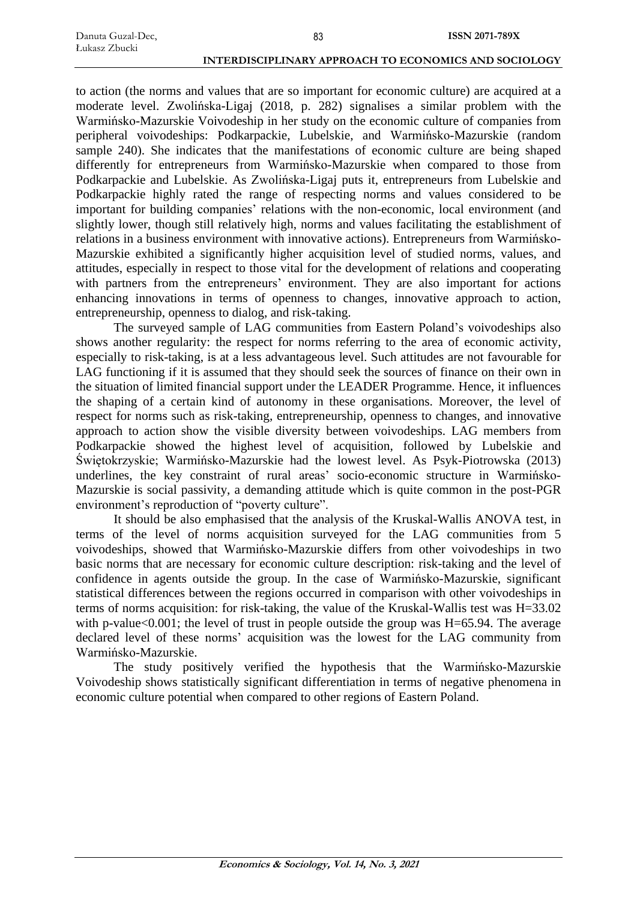to action (the norms and values that are so important for economic culture) are acquired at a moderate level. Zwolińska-Ligaj (2018, p. 282) signalises a similar problem with the Warmińsko-Mazurskie Voivodeship in her study on the economic culture of companies from peripheral voivodeships: Podkarpackie, Lubelskie, and Warmińsko-Mazurskie (random sample 240). She indicates that the manifestations of economic culture are being shaped differently for entrepreneurs from Warmińsko-Mazurskie when compared to those from Podkarpackie and Lubelskie. As Zwolińska-Ligaj puts it, entrepreneurs from Lubelskie and Podkarpackie highly rated the range of respecting norms and values considered to be important for building companies' relations with the non-economic, local environment (and slightly lower, though still relatively high, norms and values facilitating the establishment of relations in a business environment with innovative actions). Entrepreneurs from Warmińsko-Mazurskie exhibited a significantly higher acquisition level of studied norms, values, and attitudes, especially in respect to those vital for the development of relations and cooperating with partners from the entrepreneurs' environment. They are also important for actions enhancing innovations in terms of openness to changes, innovative approach to action, entrepreneurship, openness to dialog, and risk-taking.

The surveyed sample of LAG communities from Eastern Poland's voivodeships also shows another regularity: the respect for norms referring to the area of economic activity, especially to risk-taking, is at a less advantageous level. Such attitudes are not favourable for LAG functioning if it is assumed that they should seek the sources of finance on their own in the situation of limited financial support under the LEADER Programme. Hence, it influences the shaping of a certain kind of autonomy in these organisations. Moreover, the level of respect for norms such as risk-taking, entrepreneurship, openness to changes, and innovative approach to action show the visible diversity between voivodeships. LAG members from Podkarpackie showed the highest level of acquisition, followed by Lubelskie and Świętokrzyskie; Warmińsko-Mazurskie had the lowest level. As Psyk-Piotrowska (2013) underlines, the key constraint of rural areas' socio-economic structure in Warmińsko-Mazurskie is social passivity, a demanding attitude which is quite common in the post-PGR environment's reproduction of "poverty culture".

It should be also emphasised that the analysis of the Kruskal-Wallis ANOVA test, in terms of the level of norms acquisition surveyed for the LAG communities from 5 voivodeships, showed that Warmińsko-Mazurskie differs from other voivodeships in two basic norms that are necessary for economic culture description: risk-taking and the level of confidence in agents outside the group. In the case of Warmińsko-Mazurskie, significant statistical differences between the regions occurred in comparison with other voivodeships in terms of norms acquisition: for risk-taking, the value of the Kruskal-Wallis test was $H=33.02$ with $p\text{-value}<0.001$; the level of trust in people outside the group was $H=65.94$. The average declared level of these norms' acquisition was the lowest for the LAG community from Warmińsko-Mazurskie.

The study positively verified the hypothesis that the Warmińsko-Mazurskie Voivodeship shows statistically significant differentiation in terms of negative phenomena in economic culture potential when compared to other regions of Eastern Poland.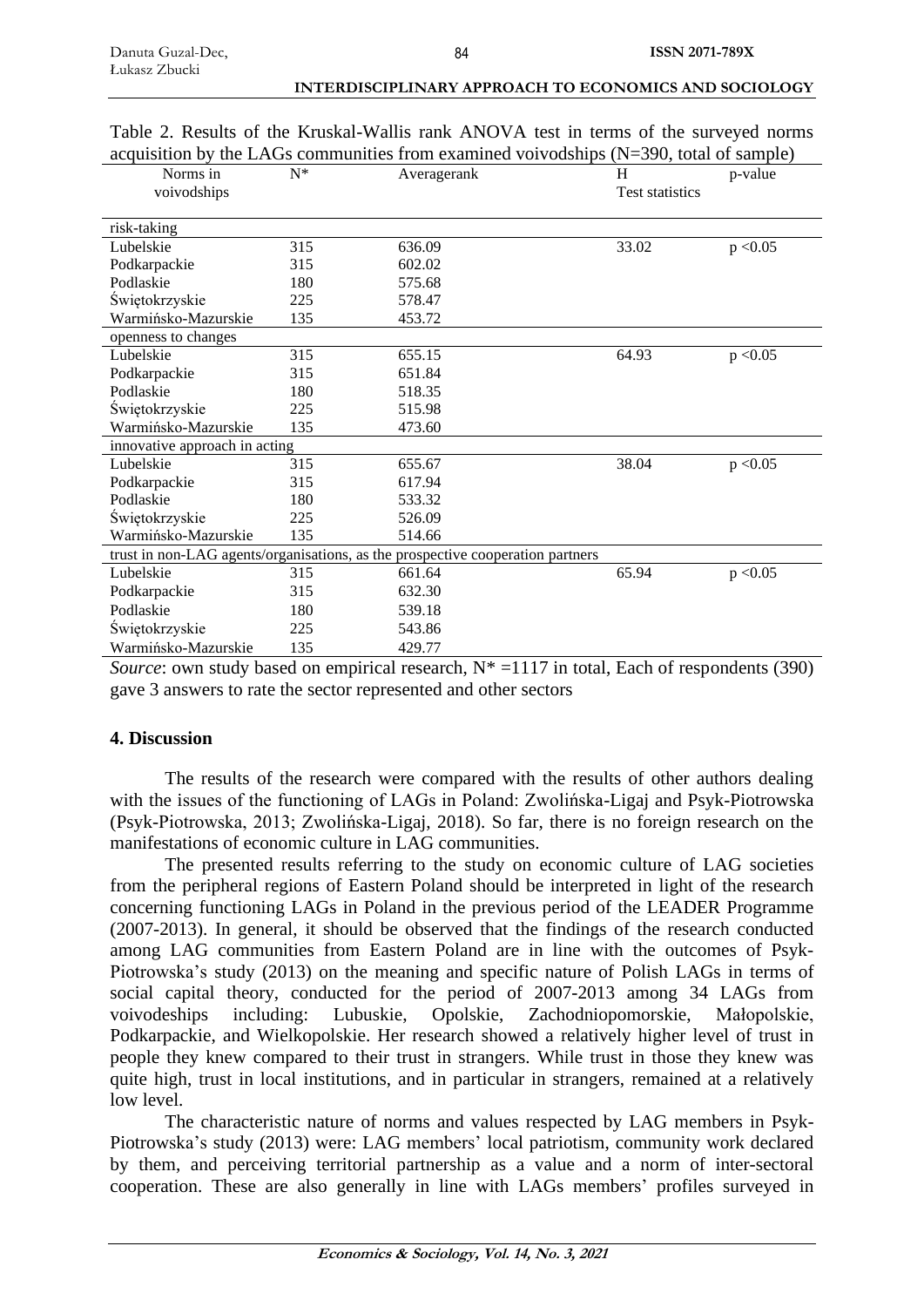Table 2. Results of the Kruskal-Wallis rank ANOVA test in terms of the surveyed norms acquisition by the LAGs communities from examined voivodships (N=390, total of sample)

| Norms in voivodships | N* | Averagerank | H Test statistics | p-value |
|---|---|---|---|---|
| risk-taking | | | | |
| Lubelskie | 315 | 636.09 | 33.02 | $p < 0.05$ |
| Podkarpackie | 315 | 602.02 | | |
| Podlaskie | 180 | 575.68 | | |
| Świętokrzyskie | 225 | 578.47 | | |
| Warmińsko-Mazurskie | 135 | 453.72 | | |
| openness to changes | | | | |
| Lubelskie | 315 | 655.15 | 64.93 | $p < 0.05$ |
| Podkarpackie | 315 | 651.84 | | |
| Podlaskie | 180 | 518.35 | | |
| Świętokrzyskie | 225 | 515.98 | | |
| Warmińsko-Mazurskie | 135 | 473.60 | | |
| innovative approach in acting | | | | |
| Lubelskie | 315 | 655.67 | 38.04 | $p < 0.05$ |
| Podkarpackie | 315 | 617.94 | | |
| Podlaskie | 180 | 533.32 | | |
| Świętokrzyskie | 225 | 526.09 | | |
| Warmińsko-Mazurskie | 135 | 514.66 | | |
| trust in non-LAG agents/organisations, as the prospective cooperation partners | | | | |
| Lubelskie | 315 | 661.64 | 65.94 | $p < 0.05$ |
| Podkarpackie | 315 | 632.30 | | |
| Podlaskie | 180 | 539.18 | | |
| Świętokrzyskie | 225 | 543.86 | | |
| Warmińsko-Mazurskie | 135 | 429.77 | | |

*Source*: own study based on empirical research, N* =1117 in total, Each of respondents (390) gave 3 answers to rate the sector represented and other sectors

## 4. Discussion

The results of the research were compared with the results of other authors dealing with the issues of the functioning of LAGs in Poland: Zwolińska-Ligaj and Psyk-Piotrowska (Psyk-Piotrowska, 2013; Zwolińska-Ligaj, 2018). So far, there is no foreign research on the manifestations of economic culture in LAG communities.

The presented results referring to the study on economic culture of LAG societies from the peripheral regions of Eastern Poland should be interpreted in light of the research concerning functioning LAGs in Poland in the previous period of the LEADER Programme (2007-2013). In general, it should be observed that the findings of the research conducted among LAG communities from Eastern Poland are in line with the outcomes of Psyk-Piotrowska's study (2013) on the meaning and specific nature of Polish LAGs in terms of social capital theory, conducted for the period of 2007-2013 among 34 LAGs from voivodeships including: Lubuskie, Opolskie, Zachodniopomorskie, Małopolskie, Podkarpackie, and Wielkopolskie. Her research showed a relatively higher level of trust in people they knew compared to their trust in strangers. While trust in those they knew was quite high, trust in local institutions, and in particular in strangers, remained at a relatively low level.

The characteristic nature of norms and values respected by LAG members in Psyk-Piotrowska's study (2013) were: LAG members' local patriotism, community work declared by them, and perceiving territorial partnership as a value and a norm of inter-sectoral cooperation. These are also generally in line with LAGs members' profiles surveyed in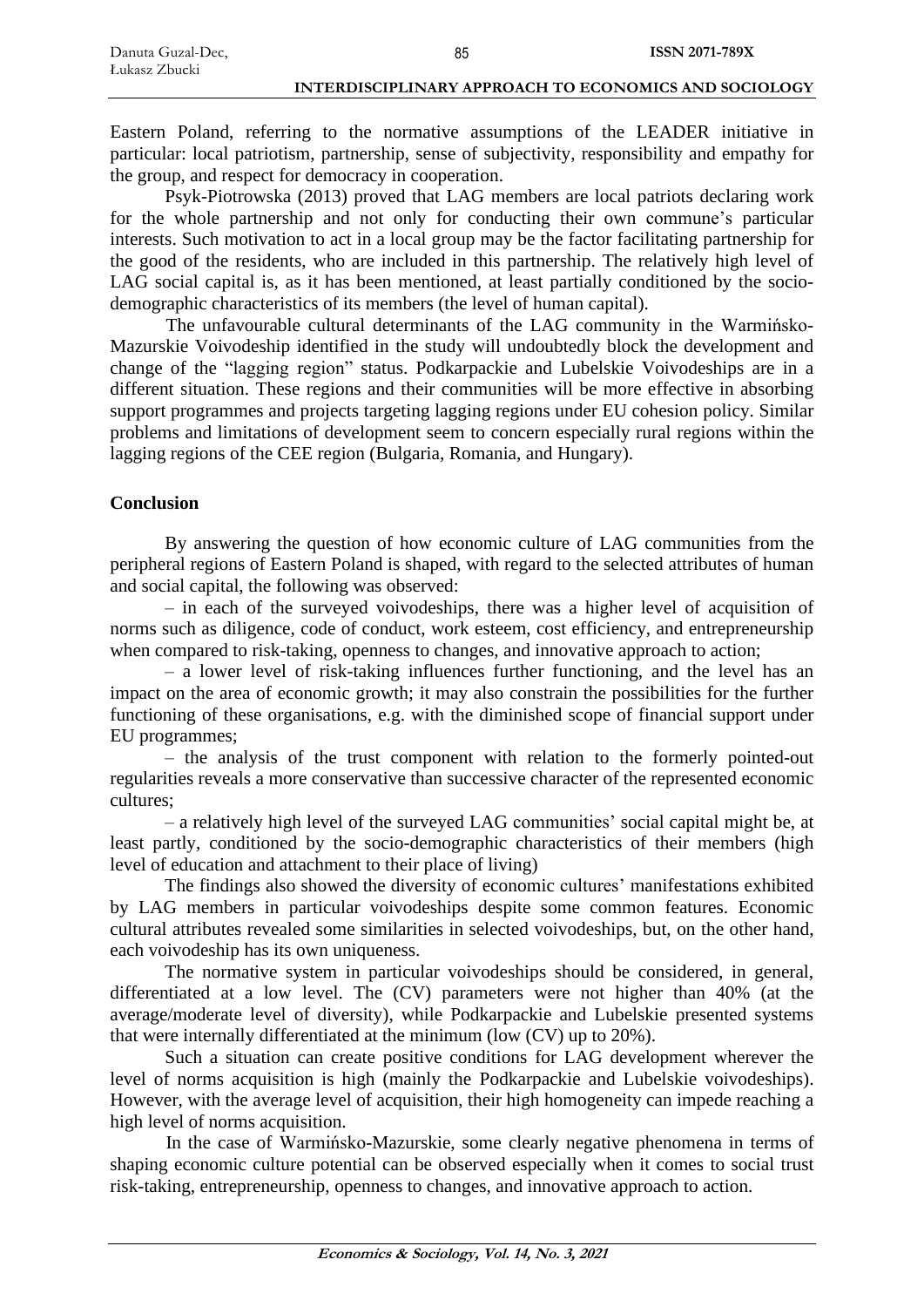Eastern Poland, referring to the normative assumptions of the LEADER initiative in particular: local patriotism, partnership, sense of subjectivity, responsibility and empathy for the group, and respect for democracy in cooperation.

Psyk-Piotrowska (2013) proved that LAG members are local patriots declaring work for the whole partnership and not only for conducting their own commune's particular interests. Such motivation to act in a local group may be the factor facilitating partnership for the good of the residents, who are included in this partnership. The relatively high level of LAG social capital is, as it has been mentioned, at least partially conditioned by the socio-demographic characteristics of its members (the level of human capital).

The unfavourable cultural determinants of the LAG community in the Warmińsko-Mazurskie Voivodeship identified in the study will undoubtedly block the development and change of the "lagging region" status. Podkarpackie and Lubelskie Voivodeships are in a different situation. These regions and their communities will be more effective in absorbing support programmes and projects targeting lagging regions under EU cohesion policy. Similar problems and limitations of development seem to concern especially rural regions within the lagging regions of the CEE region (Bulgaria, Romania, and Hungary).

## Conclusion

By answering the question of how economic culture of LAG communities from the peripheral regions of Eastern Poland is shaped, with regard to the selected attributes of human and social capital, the following was observed:

– in each of the surveyed voivodeships, there was a higher level of acquisition of norms such as diligence, code of conduct, work esteem, cost efficiency, and entrepreneurship when compared to risk-taking, openness to changes, and innovative approach to action;

– a lower level of risk-taking influences further functioning, and the level has an impact on the area of economic growth; it may also constrain the possibilities for the further functioning of these organisations, e.g. with the diminished scope of financial support under EU programmes;

– the analysis of the trust component with relation to the formerly pointed-out regularities reveals a more conservative than successive character of the represented economic cultures;

– a relatively high level of the surveyed LAG communities' social capital might be, at least partly, conditioned by the socio-demographic characteristics of their members (high level of education and attachment to their place of living)

The findings also showed the diversity of economic cultures' manifestations exhibited by LAG members in particular voivodeships despite some common features. Economic cultural attributes revealed some similarities in selected voivodeships, but, on the other hand, each voivodeship has its own uniqueness.

The normative system in particular voivodeships should be considered, in general, differentiated at a low level. The (CV) parameters were not higher than 40% (at the average/moderate level of diversity), while Podkarpackie and Lubelskie presented systems that were internally differentiated at the minimum (low (CV) up to 20%).

Such a situation can create positive conditions for LAG development wherever the level of norms acquisition is high (mainly the Podkarpackie and Lubelskie voivodeships). However, with the average level of acquisition, their high homogeneity can impede reaching a high level of norms acquisition.

In the case of Warmińsko-Mazurskie, some clearly negative phenomena in terms of shaping economic culture potential can be observed especially when it comes to social trust risk-taking, entrepreneurship, openness to changes, and innovative approach to action.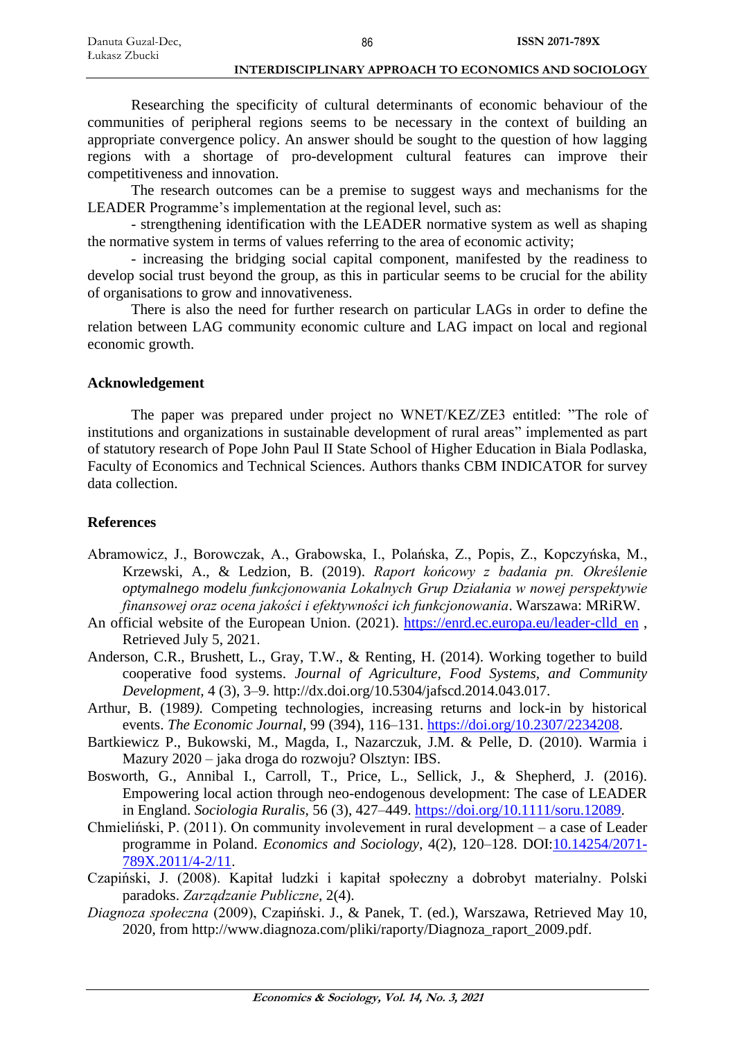Researching the specificity of cultural determinants of economic behaviour of the communities of peripheral regions seems to be necessary in the context of building an appropriate convergence policy. An answer should be sought to the question of how lagging regions with a shortage of pro-development cultural features can improve their competitiveness and innovation.

The research outcomes can be a premise to suggest ways and mechanisms for the LEADER Programme's implementation at the regional level, such as:

- strengthening identification with the LEADER normative system as well as shaping the normative system in terms of values referring to the area of economic activity;

- increasing the bridging social capital component, manifested by the readiness to develop social trust beyond the group, as this in particular seems to be crucial for the ability of organisations to grow and innovativeness.

There is also the need for further research on particular LAGs in order to define the relation between LAG community economic culture and LAG impact on local and regional economic growth.

## Acknowledgement

The paper was prepared under project no WNET/KEZ/ZE3 entitled: "The role of institutions and organizations in sustainable development of rural areas" implemented as part of statutory research of Pope John Paul II State School of Higher Education in Biala Podlaska, Faculty of Economics and Technical Sciences. Authors thanks CBM INDICATOR for survey data collection.

## References

Abramowicz, J., Borowczak, A., Grabowska, I., Polańska, Z., Popis, Z., Kopczyńska, M., Krzewski, A., & Ledzion, B. (2019). *Raport końcowy z badania pn. Określenie optymalnego modelu funkcjonowania Lokalnych Grup Działania w nowej perspektywie finansowej oraz ocena jakości i efektywności ich funkcjonowania*. Warszawa: MRiRW.

An official website of the European Union. (2021). https://enrd.ec.europa.eu/leader-clld_en , Retrieved July 5, 2021.

Anderson, C.R., Brushett, L., Gray, T.W., & Renting, H. (2014). Working together to build cooperative food systems. *Journal of Agriculture, Food Systems, and Community Development,* 4 (3), 3–9. http://dx.doi.org/10.5304/jafscd.2014.043.017.

Arthur, B. (1989). Competing technologies, increasing returns and lock-in by historical events. *The Economic Journal*, 99 (394), 116–131. https://doi.org/10.2307/2234208.

Bartkiewicz P., Bukowski, M., Magda, I., Nazarczuk, J.M. & Pelle, D. (2010). Warmia i Mazury 2020 – jaka droga do rozwoju? Olsztyn: IBS.

Bosworth, G., Annibal I., Carroll, T., Price, L., Sellick, J., & Shepherd, J. (2016). Empowering local action through neo-endogenous development: The case of LEADER in England. *Sociologia Ruralis*, 56 (3), 427–449. https://doi.org/10.1111/soru.12089.

Chmieliński, P. (2011). On community involevement in rural development – a case of Leader programme in Poland. *Economics and Sociology*, 4(2), 120–128. DOI:10.14254/2071-789X.2011/4-2/11.

Czapiński, J. (2008). Kapitał ludzki i kapitał społeczny a dobrobyt materialny. Polski paradoks. *Zarządzanie Publiczne*, 2(4).

*Diagnoza społeczna* (2009), Czapiński. J., & Panek, T. (ed.), Warszawa, Retrieved May 10, 2020, from http://www.diagnoza.com/pliki/raporty/Diagnoza_raport_2009.pdf.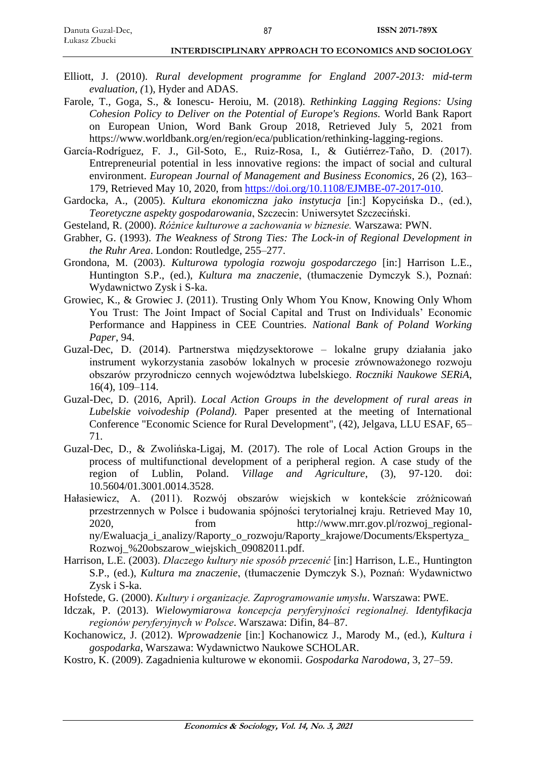Elliott, J. (2010). *Rural development programme for England 2007-2013: mid-term evaluation, (*1), Hyder and ADAS.

Farole, T., Goga, S., & Ionescu- Heroiu, M. (2018). *Rethinking Lagging Regions: Using Cohesion Policy to Deliver on the Potential of Europe's Regions.* World Bank Raport on European Union, Word Bank Group 2018, Retrieved July 5, 2021 from https://www.worldbank.org/en/region/eca/publication/rethinking-lagging-regions.

García-Rodríguez, F. J., Gil-Soto, E., Ruiz-Rosa, I., & Gutiérrez-Taño, D. (2017). Entrepreneurial potential in less innovative regions: the impact of social and cultural environment. *European Journal of Management and Business Economics*, 26 (2), 163–179, Retrieved May 10, 2020, from https://doi.org/10.1108/EJMBE-07-2017-010.

Gardocka, A., (2005). *Kultura ekonomiczna jako instytucja* [in:] Kopycińska D., (ed.), *Teoretyczne aspekty gospodarowania*, Szczecin: Uniwersytet Szczeciński.

Gesteland, R. (2000). *Różnice kulturowe a zachowania w biznesie.* Warszawa: PWN.

Grabher, G. (1993). *The Weakness of Strong Ties: The Lock-in of Regional Development in the Ruhr Area*. London: Routledge, 255–277.

Grondona, M. (2003). *Kulturowa typologia rozwoju gospodarczego* [in:] Harrison L.E., Huntington S.P., (ed.), *Kultura ma znaczenie*, (tłumaczenie Dymczyk S.), Poznań: Wydawnictwo Zysk i S-ka.

Growiec, K., & Growiec J. (2011). Trusting Only Whom You Know, Knowing Only Whom You Trust: The Joint Impact of Social Capital and Trust on Individuals' Economic Performance and Happiness in CEE Countries. *National Bank of Poland Working Paper*, 94.

Guzal-Dec, D. (2014). Partnerstwa międzysektorowe – lokalne grupy działania jako instrument wykorzystania zasobów lokalnych w procesie zrównoważonego rozwoju obszarów przyrodniczo cennych województwa lubelskiego. *Roczniki Naukowe SERiA*, 16(4), 109–114.

Guzal-Dec, D. (2016, April). *Local Action Groups in the development of rural areas in Lubelskie voivodeship (Poland).* Paper presented at the meeting of International Conference "Economic Science for Rural Development", (42), Jelgava, LLU ESAF, 65–71.

Guzal-Dec, D., & Zwolińska-Ligaj, M. (2017). The role of Local Action Groups in the process of multifunctional development of a peripheral region. A case study of the region of Lublin, Poland. *Village and Agriculture*, (3), 97-120. doi: 10.5604/01.3001.0014.3528.

Hałasiewicz, A. (2011). Rozwój obszarów wiejskich w kontekście zróżnicowań przestrzennych w Polsce i budowania spójności terytorialnej kraju. Retrieved May 10, 2020, from http://www.mrr.gov.pl/rozwoj_regionalny/Ewaluacja_i_analizy/Raporty_o_rozwoju/Raporty_krajowe/Documents/Ekspertyza_Rozwoj_%20obszarow_wiejskich_09082011.pdf.

Harrison, L.E. (2003). *Dlaczego kultury nie sposób przecenić* [in:] Harrison, L.E., Huntington S.P., (ed.), *Kultura ma znaczenie*, (tłumaczenie Dymczyk S.), Poznań: Wydawnictwo Zysk i S-ka.

Hofstede, G. (2000). *Kultury i organizacje. Zaprogramowanie umysłu*. Warszawa: PWE.

Idczak, P. (2013). *Wielowymiarowa koncepcja peryferyjności regionalnej. Identyfikacja regionów peryferyjnych w Polsce*. Warszawa: Difin, 84–87.

Kochanowicz, J. (2012). *Wprowadzenie* [in:] Kochanowicz J., Marody M., (ed.), *Kultura i gospodarka*, Warszawa: Wydawnictwo Naukowe SCHOLAR.

Kostro, K. (2009). Zagadnienia kulturowe w ekonomii. *Gospodarka Narodowa*, 3, 27–59.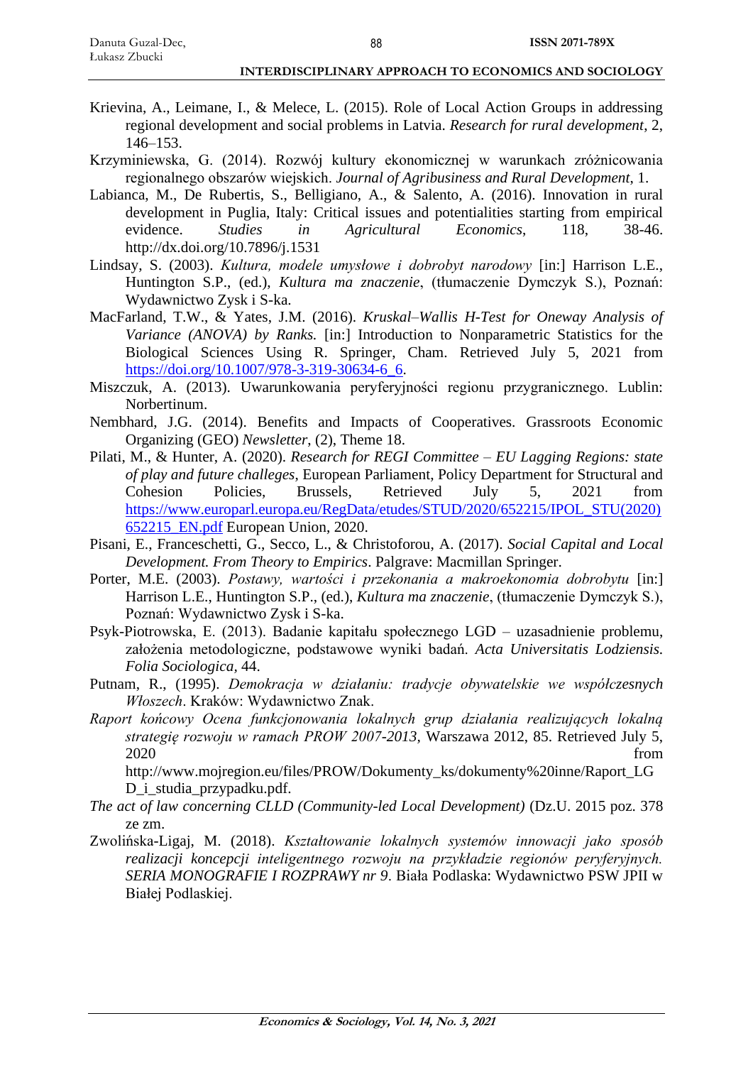Krievina, A., Leimane, I., & Melece, L. (2015). Role of Local Action Groups in addressing regional development and social problems in Latvia. *Research for rural development*, 2, 146–153.

Krzyminiewska, G. (2014). Rozwój kultury ekonomicznej w warunkach zróżnicowania regionalnego obszarów wiejskich. *Journal of Agribusiness and Rural Development*, 1.

Labianca, M., De Rubertis, S., Belligiano, A., & Salento, A. (2016). Innovation in rural development in Puglia, Italy: Critical issues and potentialities starting from empirical evidence. *Studies in Agricultural Economics*, 118, 38-46. http://dx.doi.org/10.7896/j.1531

Lindsay, S. (2003). *Kultura, modele umysłowe i dobrobyt narodowy* [in:] Harrison L.E., Huntington S.P., (ed.), *Kultura ma znaczenie*, (tłumaczenie Dymczyk S.), Poznań: Wydawnictwo Zysk i S-ka.

MacFarland, T.W., & Yates, J.M. (2016). *Kruskal–Wallis H-Test for Oneway Analysis of Variance (ANOVA) by Ranks.* [in:] Introduction to Nonparametric Statistics for the Biological Sciences Using R. Springer, Cham. Retrieved July 5, 2021 from https://doi.org/10.1007/978-3-319-30634-6_6.

Miszczuk, A. (2013). Uwarunkowania peryferyjności regionu przygranicznego. Lublin: Norbertinum.

Nembhard, J.G. (2014). Benefits and Impacts of Cooperatives. Grassroots Economic Organizing (GEO) *Newsletter*, (2), Theme 18.

Pilati, M., & Hunter, A. (2020). *Research for REGI Committee – EU Lagging Regions: state of play and future challeges*, European Parliament, Policy Department for Structural and Cohesion Policies, Brussels, Retrieved July 5, 2021 from https://www.europarl.europa.eu/RegData/etudes/STUD/2020/652215/IPOL_STU(2020)652215_EN.pdf European Union, 2020.

Pisani, E., Franceschetti, G., Secco, L., & Christoforou, A. (2017). *Social Capital and Local Development. From Theory to Empirics*. Palgrave: Macmillan Springer.

Porter, M.E. (2003). *Postawy, wartości i przekonania a makroekonomia dobrobytu* [in:] Harrison L.E., Huntington S.P., (ed.), *Kultura ma znaczenie*, (tłumaczenie Dymczyk S.), Poznań: Wydawnictwo Zysk i S-ka.

Psyk-Piotrowska, E. (2013). Badanie kapitału społecznego LGD – uzasadnienie problemu, założenia metodologiczne, podstawowe wyniki badań. *Acta Universitatis Lodziensis. Folia Sociologica*, 44.

Putnam, R., (1995). *Demokracja w działaniu: tradycje obywatelskie we współczesnych Włoszech*. Kraków: Wydawnictwo Znak.

*Raport końcowy Ocena funkcjonowania lokalnych grup działania realizujących lokalną strategię rozwoju w ramach PROW 2007-2013*, Warszawa 2012, 85. Retrieved July 5, 2020 from http://www.mojregion.eu/files/PROW/Dokumenty_ks/dokumenty%20inne/Raport_LGD_i_studia_przypadku.pdf.

*The act of law concerning CLLD (Community-led Local Development)* (Dz.U. 2015 poz. 378 ze zm.

Zwolińska-Ligaj, M. (2018). *Kształtowanie lokalnych systemów innowacji jako sposób realizacji koncepcji inteligentnego rozwoju na przykładzie regionów peryferyjnych. SERIA MONOGRAFIE I ROZPRAWY nr 9*. Biała Podlaska: Wydawnictwo PSW JPII w Białej Podlaskiej.